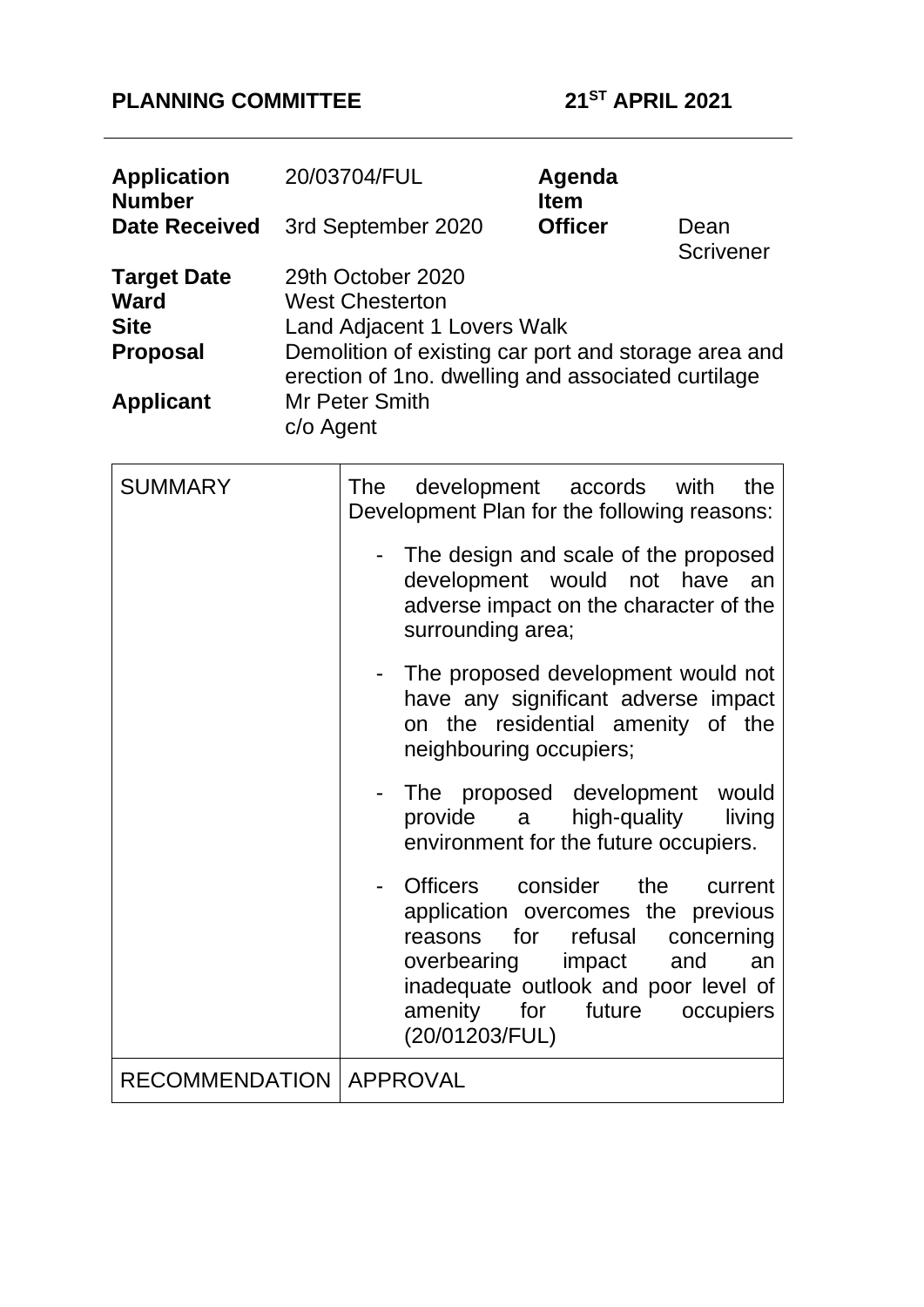**PLANNING COMMITTEE** **21ST APRIL 2021**

---

| | | | |
|---|---|---|---|
| **Application Number** | 20/03704/FUL | **Agenda Item** | |
| **Date Received** | 3rd September 2020 | **Officer** | Dean Scrivener |
| **Target Date** | 29th October 2020 | | |
| **Ward** | West Chesterton | | |
| **Site** | Land Adjacent 1 Lovers Walk | | |
| **Proposal** | Demolition of existing car port and storage area and erection of 1no. dwelling and associated curtilage | | |
| **Applicant** | Mr Peter Smith<br>c/o Agent | | |

| | |
|---|---|
| SUMMARY | The development accords with the Development Plan for the following reasons:<br><br>- The design and scale of the proposed development would not have an adverse impact on the character of the surrounding area;<br><br>- The proposed development would not have any significant adverse impact on the residential amenity of the neighbouring occupiers;<br><br>- The proposed development would provide a high-quality living environment for the future occupiers.<br><br>- Officers consider the current application overcomes the previous reasons for refusal concerning overbearing impact and an inadequate outlook and poor level of amenity for future occupiers (20/01203/FUL) |
| RECOMMENDATION | APPROVAL |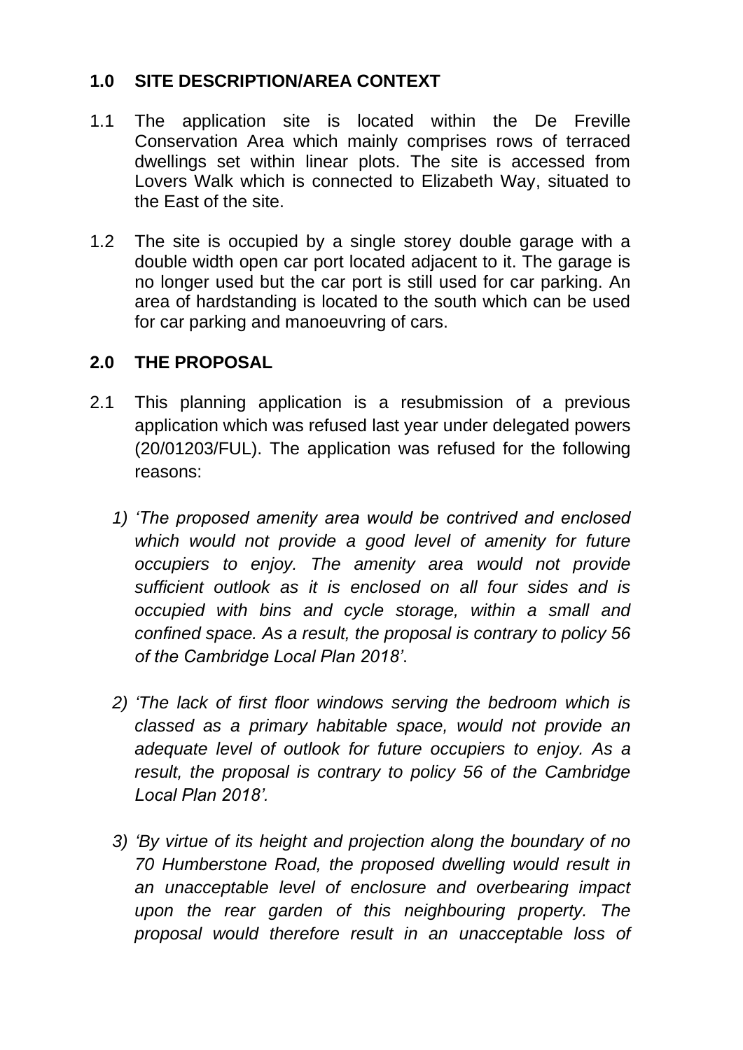## 1.0 SITE DESCRIPTION/AREA CONTEXT

1.1 The application site is located within the De Freville Conservation Area which mainly comprises rows of terraced dwellings set within linear plots. The site is accessed from Lovers Walk which is connected to Elizabeth Way, situated to the East of the site.

1.2 The site is occupied by a single storey double garage with a double width open car port located adjacent to it. The garage is no longer used but the car port is still used for car parking. An area of hardstanding is located to the south which can be used for car parking and manoeuvring of cars.

## 2.0 THE PROPOSAL

2.1 This planning application is a resubmission of a previous application which was refused last year under delegated powers (20/01203/FUL). The application was refused for the following reasons:

1) *'The proposed amenity area would be contrived and enclosed which would not provide a good level of amenity for future occupiers to enjoy. The amenity area would not provide sufficient outlook as it is enclosed on all four sides and is occupied with bins and cycle storage, within a small and confined space. As a result, the proposal is contrary to policy 56 of the Cambridge Local Plan 2018'*.

2) *'The lack of first floor windows serving the bedroom which is classed as a primary habitable space, would not provide an adequate level of outlook for future occupiers to enjoy. As a result, the proposal is contrary to policy 56 of the Cambridge Local Plan 2018'.*

3) *'By virtue of its height and projection along the boundary of no 70 Humberstone Road, the proposed dwelling would result in an unacceptable level of enclosure and overbearing impact upon the rear garden of this neighbouring property. The proposal would therefore result in an unacceptable loss of*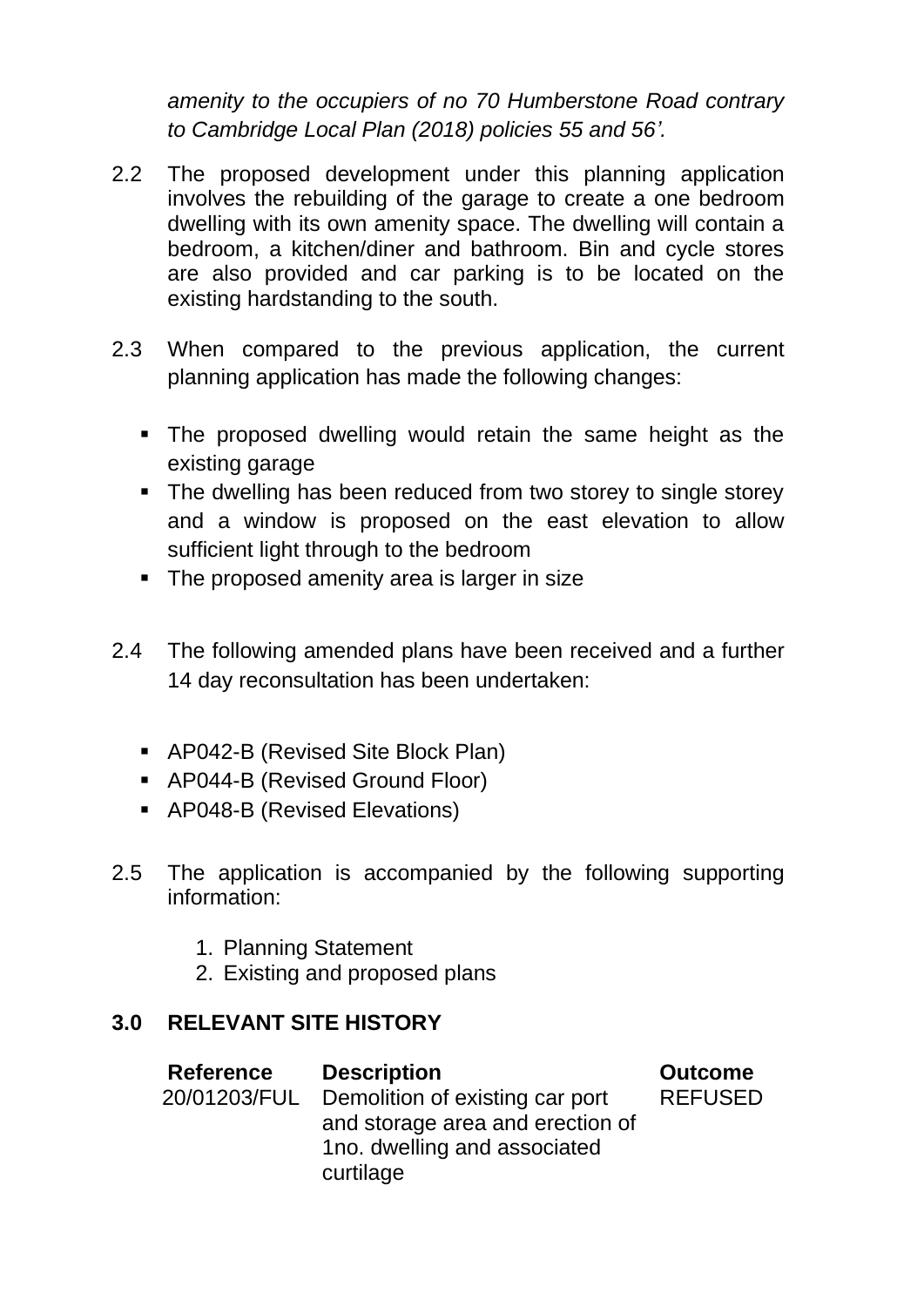*amenity to the occupiers of no 70 Humberstone Road contrary to Cambridge Local Plan (2018) policies 55 and 56'.*

2.2 The proposed development under this planning application involves the rebuilding of the garage to create a one bedroom dwelling with its own amenity space. The dwelling will contain a bedroom, a kitchen/diner and bathroom. Bin and cycle stores are also provided and car parking is to be located on the existing hardstanding to the south.

2.3 When compared to the previous application, the current planning application has made the following changes:

- The proposed dwelling would retain the same height as the existing garage
- The dwelling has been reduced from two storey to single storey and a window is proposed on the east elevation to allow sufficient light through to the bedroom
- The proposed amenity area is larger in size

2.4 The following amended plans have been received and a further 14 day reconsultation has been undertaken:

- AP042-B (Revised Site Block Plan)
- AP044-B (Revised Ground Floor)
- AP048-B (Revised Elevations)

2.5 The application is accompanied by the following supporting information:

1. Planning Statement
2. Existing and proposed plans

## 3.0 RELEVANT SITE HISTORY

| Reference | Description | Outcome |
|---|---|---|
| 20/01203/FUL | Demolition of existing car port and storage area and erection of 1no. dwelling and associated curtilage | REFUSED |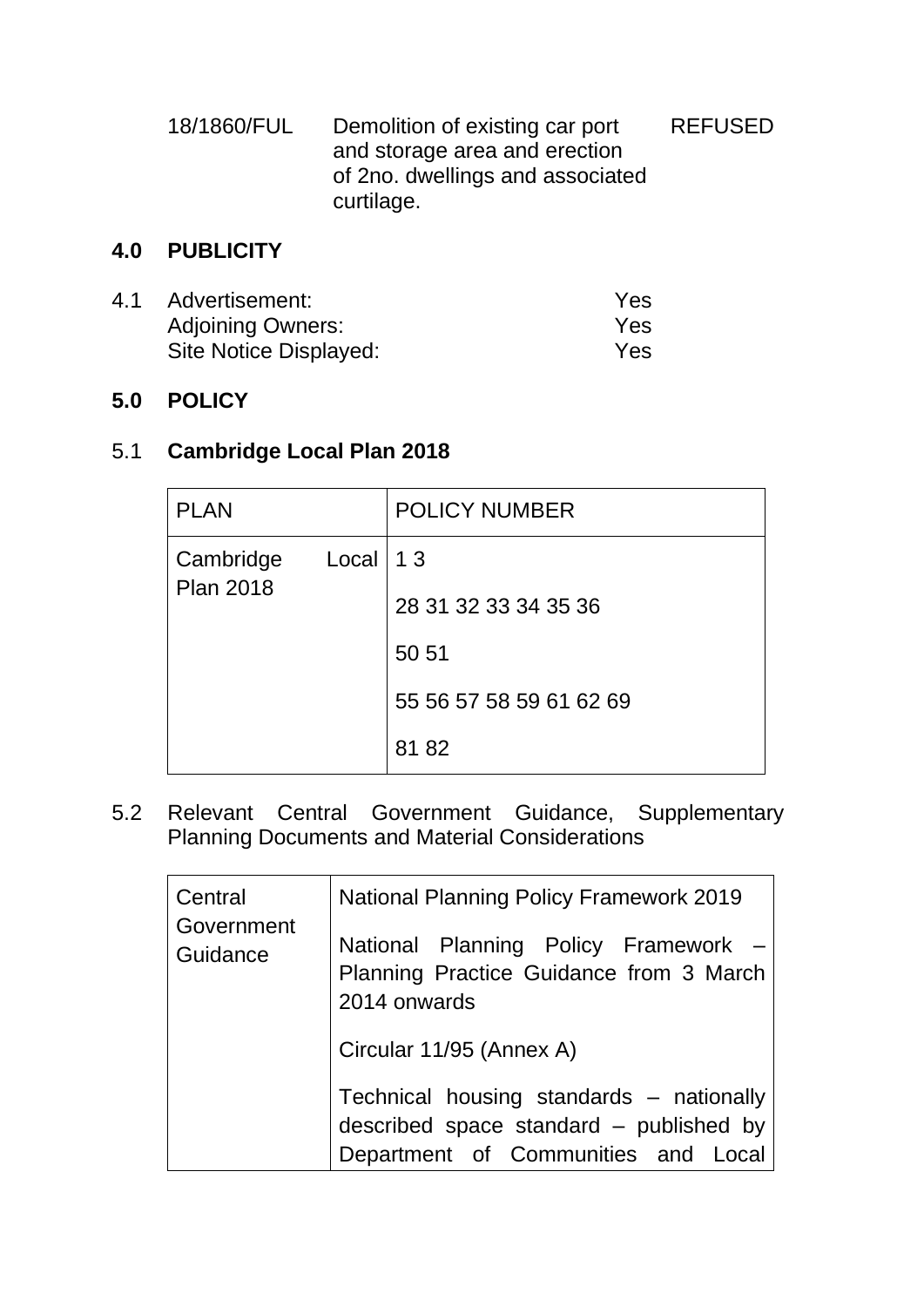| | | |
|---|---|---|
| 18/1860/FUL | Demolition of existing car port and storage area and erection of 2no. dwellings and associated curtilage. | REFUSED |

## 4.0 PUBLICITY

4.1 Advertisement: Yes
Adjoining Owners: Yes
Site Notice Displayed: Yes

## 5.0 POLICY

### 5.1 Cambridge Local Plan 2018

| PLAN | POLICY NUMBER |
|---|---|
| Cambridge Local Plan 2018 | 1 3<br>28 31 32 33 34 35 36<br>50 51<br>55 56 57 58 59 61 62 69<br>81 82 |

5.2 Relevant Central Government Guidance, Supplementary Planning Documents and Material Considerations

| | |
|---|---|
| Central Government Guidance | National Planning Policy Framework 2019<br>National Planning Policy Framework – Planning Practice Guidance from 3 March 2014 onwards<br>Circular 11/95 (Annex A)<br>Technical housing standards – nationally described space standard – published by Department of Communities and Local |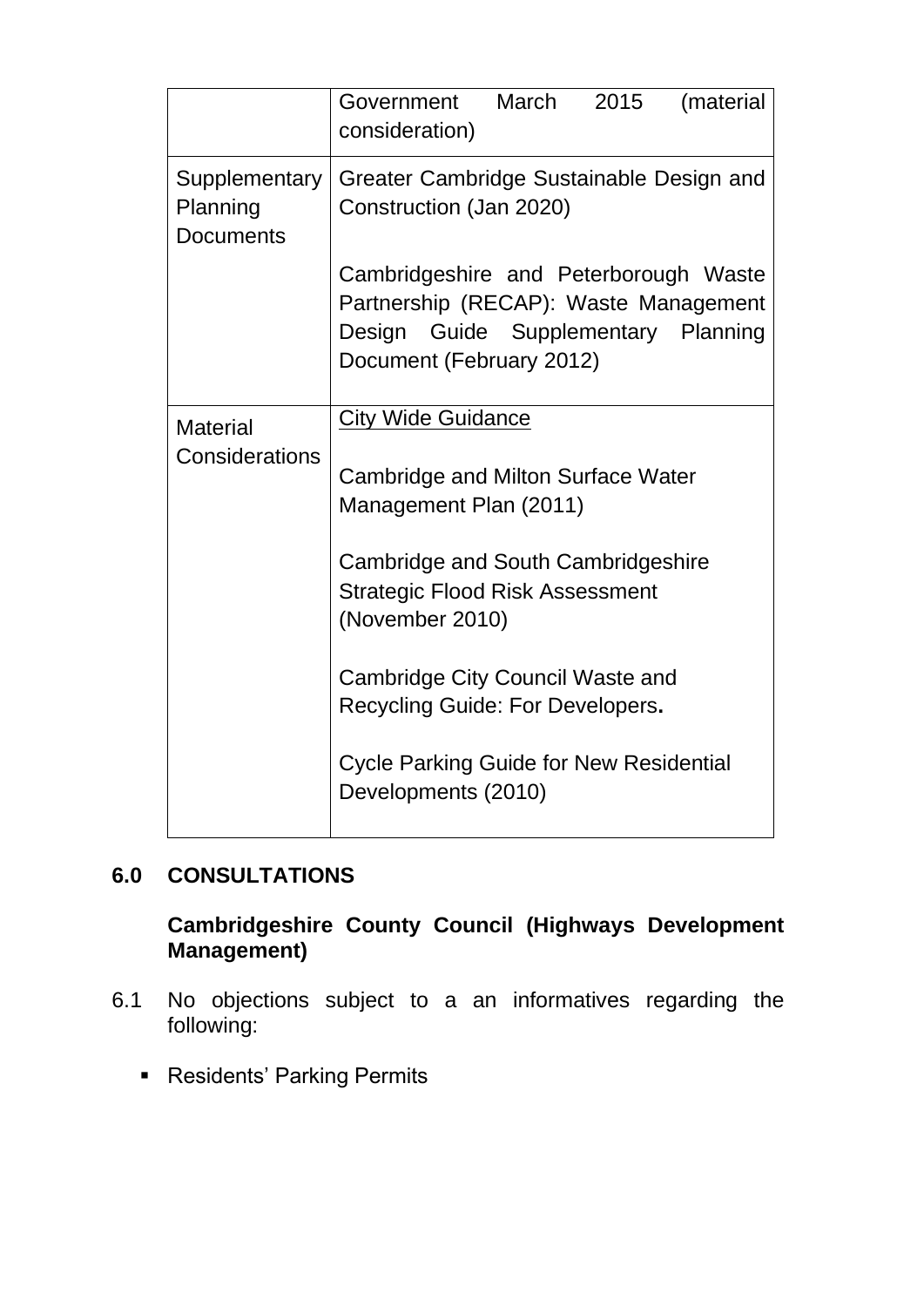| | |
|---|---|
| | Government March 2015 (material consideration) |
| Supplementary Planning Documents | Greater Cambridge Sustainable Design and Construction (Jan 2020)<br><br>Cambridgeshire and Peterborough Waste Partnership (RECAP): Waste Management Design Guide Supplementary Planning Document (February 2012) |
| Material Considerations | <u>City Wide Guidance</u><br><br>Cambridge and Milton Surface Water Management Plan (2011)<br><br>Cambridge and South Cambridgeshire Strategic Flood Risk Assessment (November 2010)<br><br>Cambridge City Council Waste and Recycling Guide: For Developers**.**<br><br>Cycle Parking Guide for New Residential Developments (2010) |

## 6.0 CONSULTATIONS

**Cambridgeshire County Council (Highways Development Management)**

6.1 No objections subject to a an informatives regarding the following:

- Residents' Parking Permits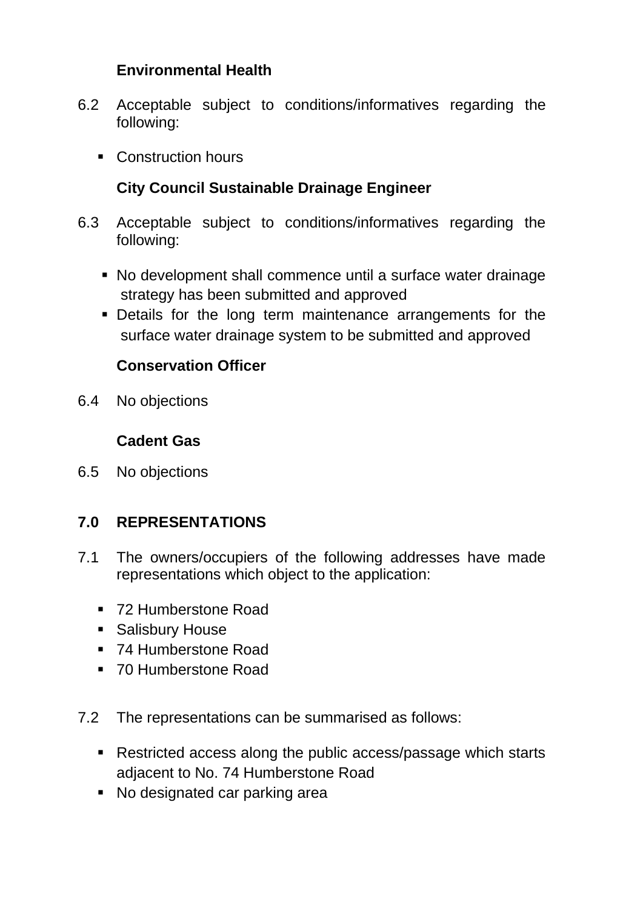**Environmental Health**

6.2 Acceptable subject to conditions/informatives regarding the following:

- Construction hours

**City Council Sustainable Drainage Engineer**

6.3 Acceptable subject to conditions/informatives regarding the following:

- No development shall commence until a surface water drainage strategy has been submitted and approved
- Details for the long term maintenance arrangements for the surface water drainage system to be submitted and approved

**Conservation Officer**

6.4 No objections

**Cadent Gas**

6.5 No objections

## 7.0 REPRESENTATIONS

7.1 The owners/occupiers of the following addresses have made representations which object to the application:

- 72 Humberstone Road
- Salisbury House
- 74 Humberstone Road
- 70 Humberstone Road

7.2 The representations can be summarised as follows:

- Restricted access along the public access/passage which starts adjacent to No. 74 Humberstone Road
- No designated car parking area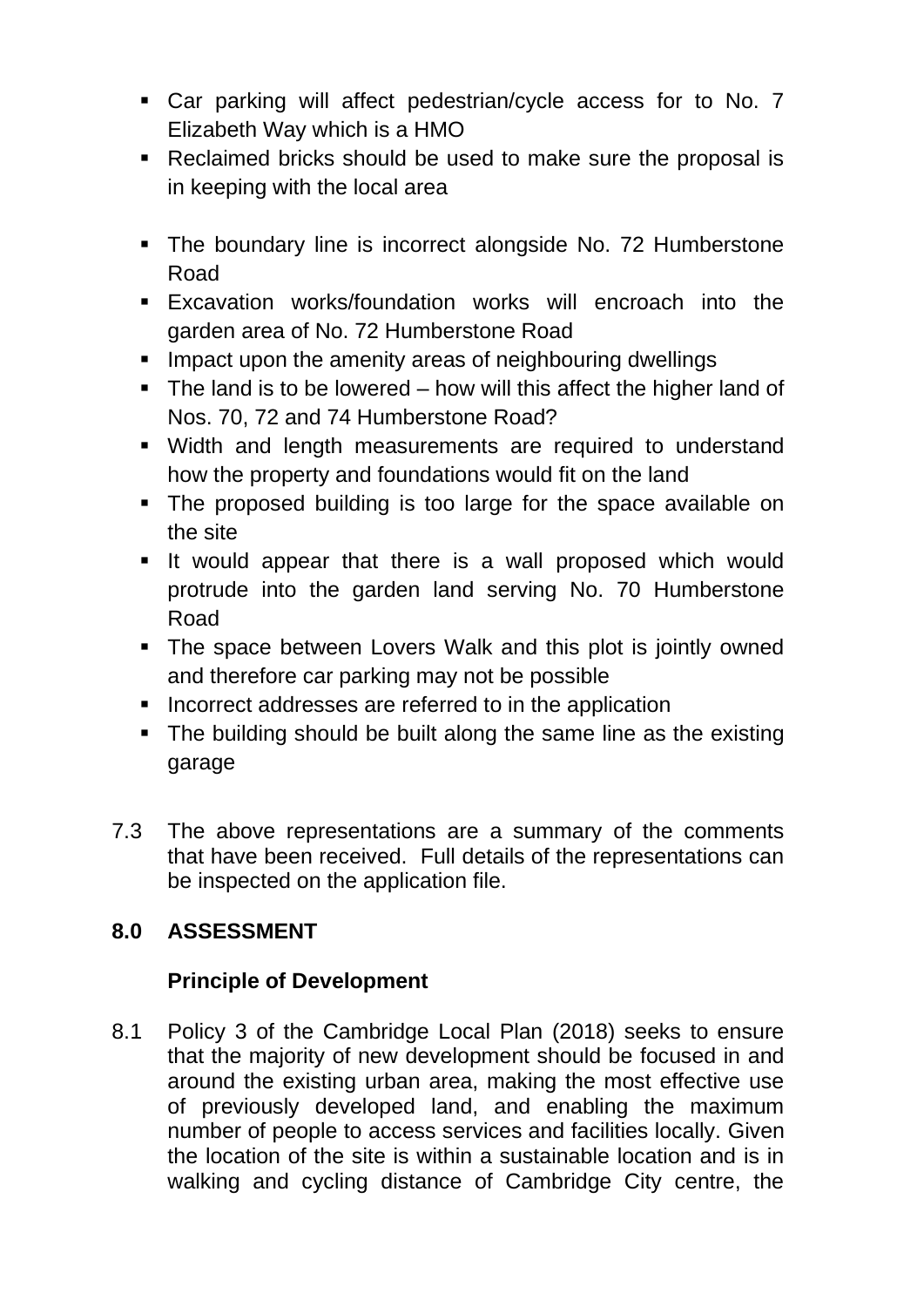- Car parking will affect pedestrian/cycle access for to No. 7 Elizabeth Way which is a HMO
- Reclaimed bricks should be used to make sure the proposal is in keeping with the local area
- The boundary line is incorrect alongside No. 72 Humberstone Road
- Excavation works/foundation works will encroach into the garden area of No. 72 Humberstone Road
- Impact upon the amenity areas of neighbouring dwellings
- The land is to be lowered – how will this affect the higher land of Nos. 70, 72 and 74 Humberstone Road?
- Width and length measurements are required to understand how the property and foundations would fit on the land
- The proposed building is too large for the space available on the site
- It would appear that there is a wall proposed which would protrude into the garden land serving No. 70 Humberstone Road
- The space between Lovers Walk and this plot is jointly owned and therefore car parking may not be possible
- Incorrect addresses are referred to in the application
- The building should be built along the same line as the existing garage

7.3 The above representations are a summary of the comments that have been received. Full details of the representations can be inspected on the application file.

## 8.0 ASSESSMENT

### Principle of Development

8.1 Policy 3 of the Cambridge Local Plan (2018) seeks to ensure that the majority of new development should be focused in and around the existing urban area, making the most effective use of previously developed land, and enabling the maximum number of people to access services and facilities locally. Given the location of the site is within a sustainable location and is in walking and cycling distance of Cambridge City centre, the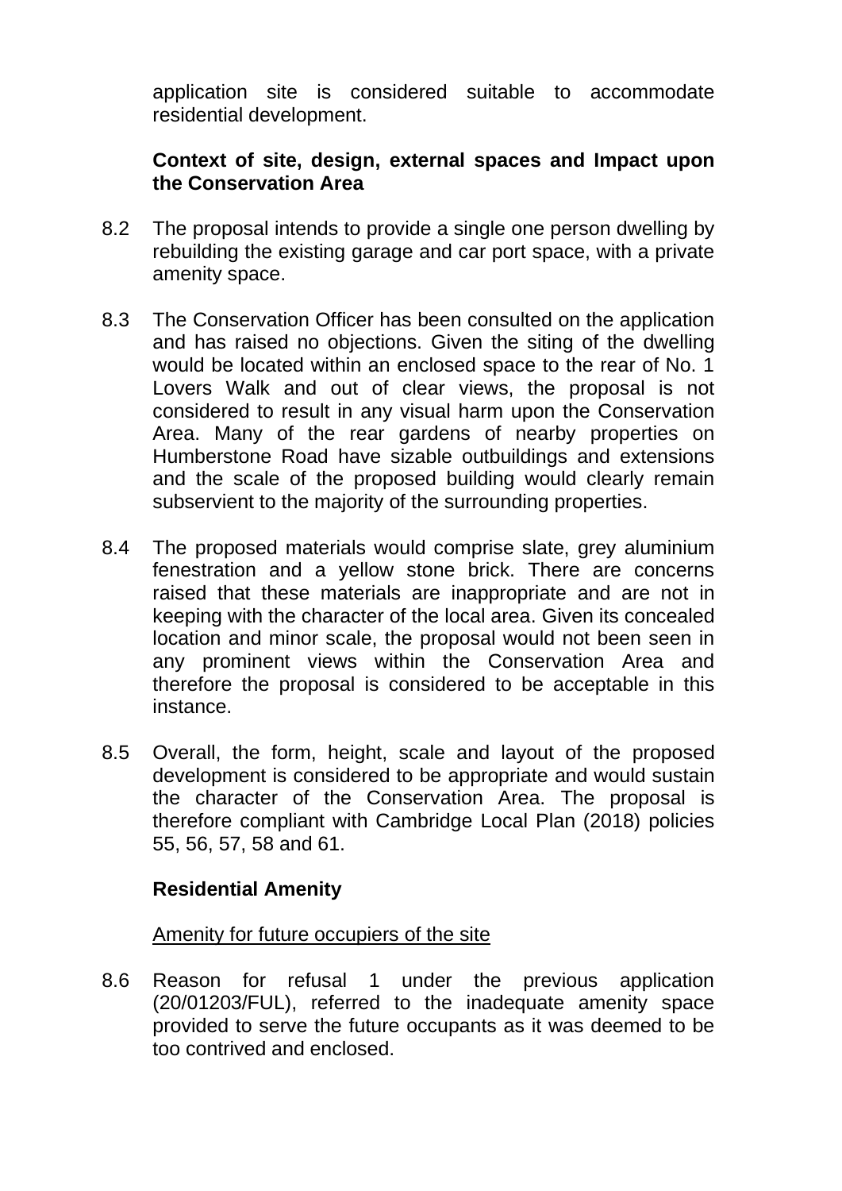application site is considered suitable to accommodate residential development.

**Context of site, design, external spaces and Impact upon the Conservation Area**

8.2 The proposal intends to provide a single one person dwelling by rebuilding the existing garage and car port space, with a private amenity space.

8.3 The Conservation Officer has been consulted on the application and has raised no objections. Given the siting of the dwelling would be located within an enclosed space to the rear of No. 1 Lovers Walk and out of clear views, the proposal is not considered to result in any visual harm upon the Conservation Area. Many of the rear gardens of nearby properties on Humberstone Road have sizable outbuildings and extensions and the scale of the proposed building would clearly remain subservient to the majority of the surrounding properties.

8.4 The proposed materials would comprise slate, grey aluminium fenestration and a yellow stone brick. There are concerns raised that these materials are inappropriate and are not in keeping with the character of the local area. Given its concealed location and minor scale, the proposal would not been seen in any prominent views within the Conservation Area and therefore the proposal is considered to be acceptable in this instance.

8.5 Overall, the form, height, scale and layout of the proposed development is considered to be appropriate and would sustain the character of the Conservation Area. The proposal is therefore compliant with Cambridge Local Plan (2018) policies 55, 56, 57, 58 and 61.

**Residential Amenity**

Amenity for future occupiers of the site

8.6 Reason for refusal 1 under the previous application (20/01203/FUL), referred to the inadequate amenity space provided to serve the future occupants as it was deemed to be too contrived and enclosed.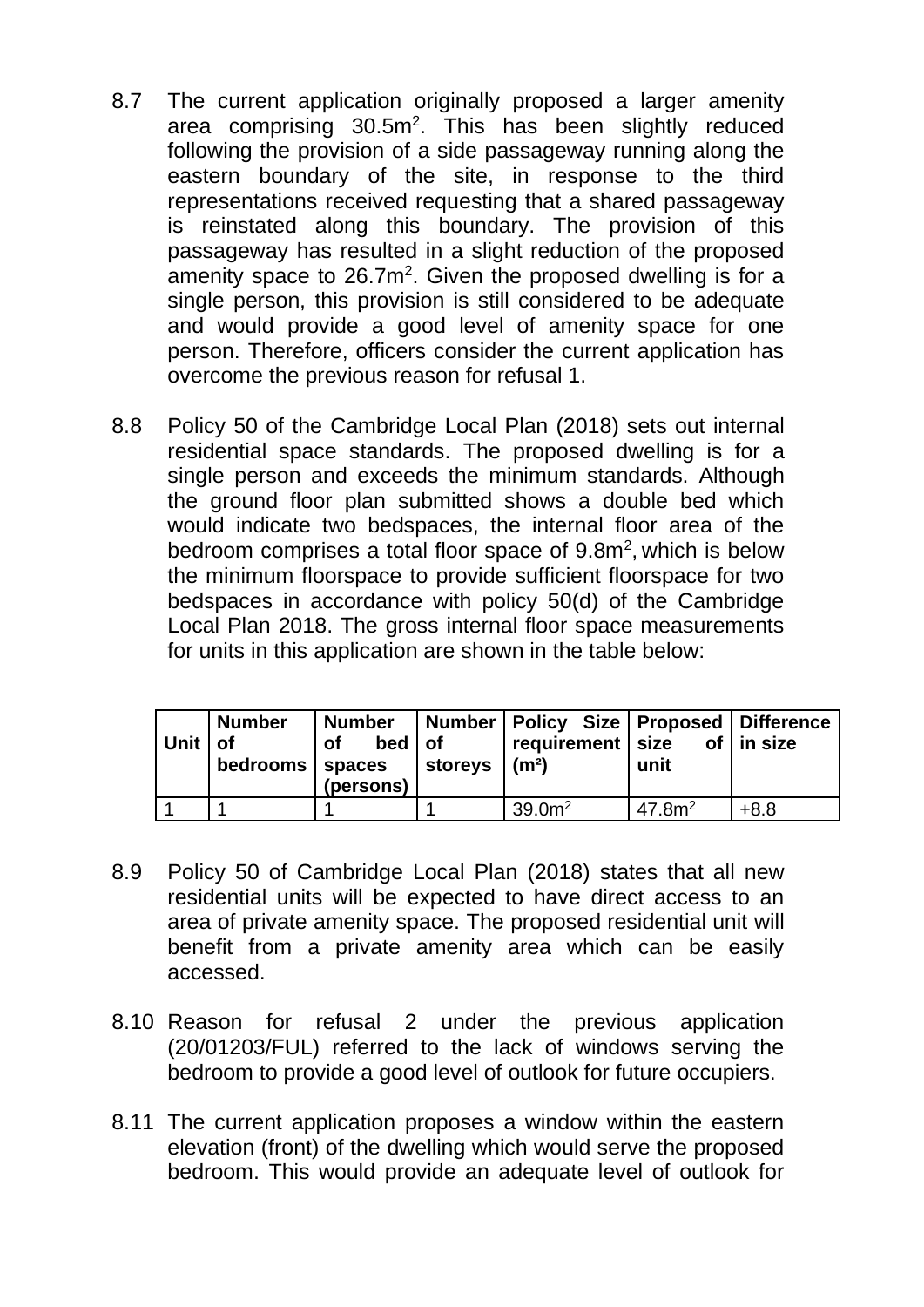8.7 The current application originally proposed a larger amenity area comprising 30.5m$^2$. This has been slightly reduced following the provision of a side passageway running along the eastern boundary of the site, in response to the third representations received requesting that a shared passageway is reinstated along this boundary. The provision of this passageway has resulted in a slight reduction of the proposed amenity space to 26.7m$^2$. Given the proposed dwelling is for a single person, this provision is still considered to be adequate and would provide a good level of amenity space for one person. Therefore, officers consider the current application has overcome the previous reason for refusal 1.

8.8 Policy 50 of the Cambridge Local Plan (2018) sets out internal residential space standards. The proposed dwelling is for a single person and exceeds the minimum standards. Although the ground floor plan submitted shows a double bed which would indicate two bedspaces, the internal floor area of the bedroom comprises a total floor space of 9.8m$^2$, which is below the minimum floorspace to provide sufficient floorspace for two bedspaces in accordance with policy 50(d) of the Cambridge Local Plan 2018. The gross internal floor space measurements for units in this application are shown in the table below:

| Unit | Number of bedrooms | Number of bed spaces (persons) | Number of storeys | Policy Size requirement (m²) | Proposed size of unit | Difference in size |
|---|---|---|---|---|---|---|
| 1 | 1 | 1 | 1 | 39.0m$^2$ | 47.8m$^2$ | +8.8 |

8.9 Policy 50 of Cambridge Local Plan (2018) states that all new residential units will be expected to have direct access to an area of private amenity space. The proposed residential unit will benefit from a private amenity area which can be easily accessed.

8.10 Reason for refusal 2 under the previous application (20/01203/FUL) referred to the lack of windows serving the bedroom to provide a good level of outlook for future occupiers.

8.11 The current application proposes a window within the eastern elevation (front) of the dwelling which would serve the proposed bedroom. This would provide an adequate level of outlook for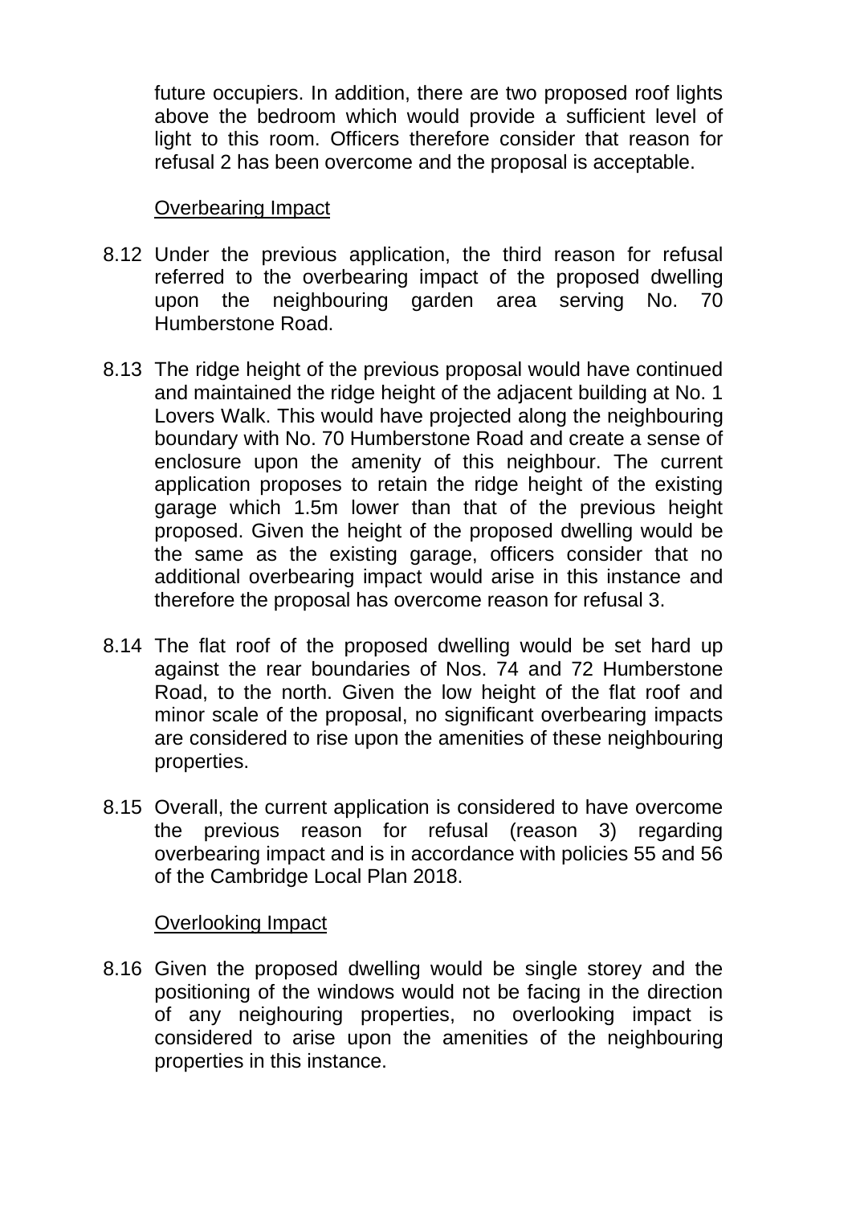future occupiers. In addition, there are two proposed roof lights above the bedroom which would provide a sufficient level of light to this room. Officers therefore consider that reason for refusal 2 has been overcome and the proposal is acceptable.

Overbearing Impact

8.12 Under the previous application, the third reason for refusal referred to the overbearing impact of the proposed dwelling upon the neighbouring garden area serving No. 70 Humberstone Road.

8.13 The ridge height of the previous proposal would have continued and maintained the ridge height of the adjacent building at No. 1 Lovers Walk. This would have projected along the neighbouring boundary with No. 70 Humberstone Road and create a sense of enclosure upon the amenity of this neighbour. The current application proposes to retain the ridge height of the existing garage which 1.5m lower than that of the previous height proposed. Given the height of the proposed dwelling would be the same as the existing garage, officers consider that no additional overbearing impact would arise in this instance and therefore the proposal has overcome reason for refusal 3.

8.14 The flat roof of the proposed dwelling would be set hard up against the rear boundaries of Nos. 74 and 72 Humberstone Road, to the north. Given the low height of the flat roof and minor scale of the proposal, no significant overbearing impacts are considered to rise upon the amenities of these neighbouring properties.

8.15 Overall, the current application is considered to have overcome the previous reason for refusal (reason 3) regarding overbearing impact and is in accordance with policies 55 and 56 of the Cambridge Local Plan 2018.

Overlooking Impact

8.16 Given the proposed dwelling would be single storey and the positioning of the windows would not be facing in the direction of any neighouring properties, no overlooking impact is considered to arise upon the amenities of the neighbouring properties in this instance.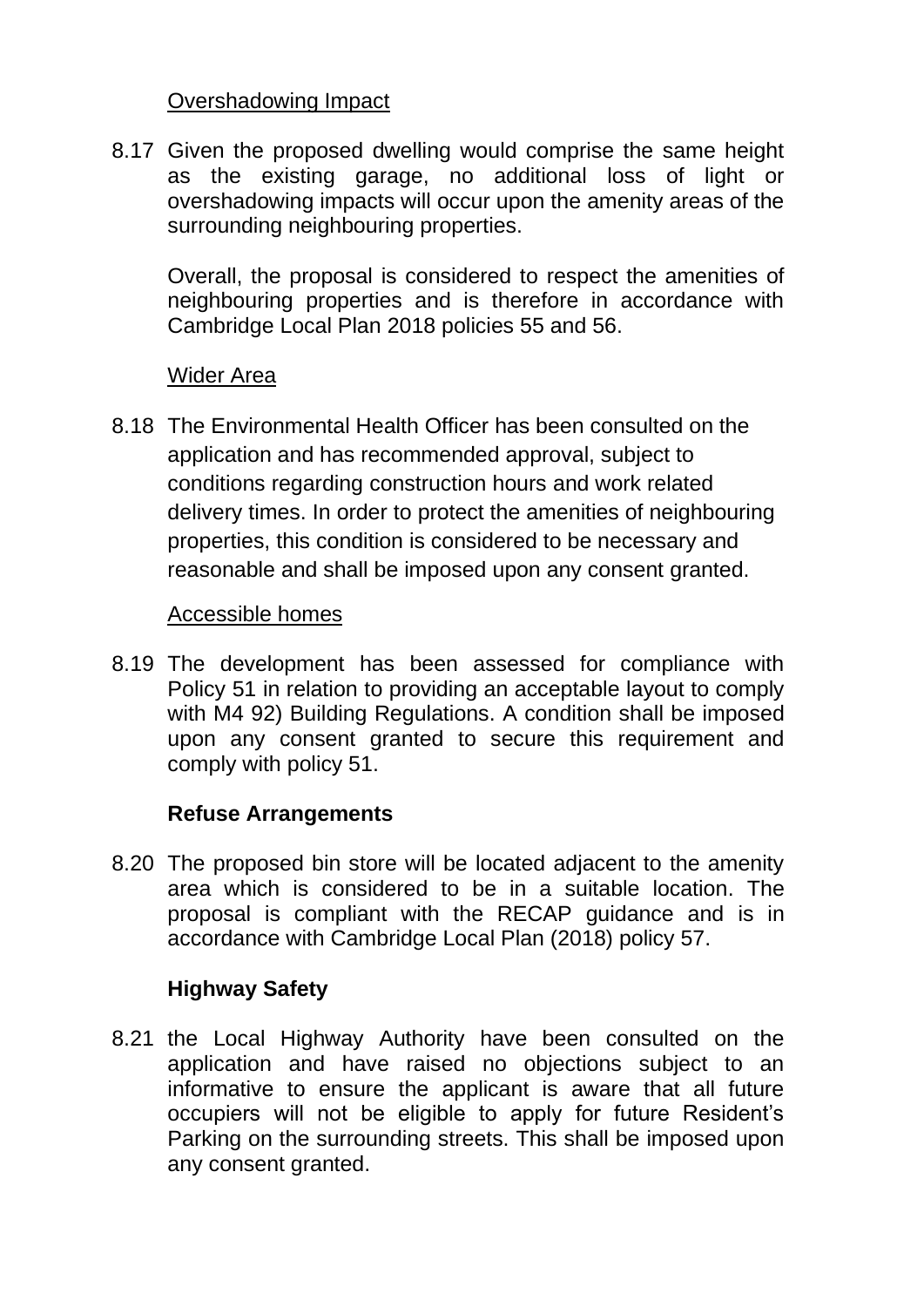Overshadowing Impact

8.17 Given the proposed dwelling would comprise the same height as the existing garage, no additional loss of light or overshadowing impacts will occur upon the amenity areas of the surrounding neighbouring properties.

Overall, the proposal is considered to respect the amenities of neighbouring properties and is therefore in accordance with Cambridge Local Plan 2018 policies 55 and 56.

Wider Area

8.18 The Environmental Health Officer has been consulted on the application and has recommended approval, subject to conditions regarding construction hours and work related delivery times. In order to protect the amenities of neighbouring properties, this condition is considered to be necessary and reasonable and shall be imposed upon any consent granted.

Accessible homes

8.19 The development has been assessed for compliance with Policy 51 in relation to providing an acceptable layout to comply with M4 92) Building Regulations. A condition shall be imposed upon any consent granted to secure this requirement and comply with policy 51.

**Refuse Arrangements**

8.20 The proposed bin store will be located adjacent to the amenity area which is considered to be in a suitable location. The proposal is compliant with the RECAP guidance and is in accordance with Cambridge Local Plan (2018) policy 57.

**Highway Safety**

8.21 the Local Highway Authority have been consulted on the application and have raised no objections subject to an informative to ensure the applicant is aware that all future occupiers will not be eligible to apply for future Resident's Parking on the surrounding streets. This shall be imposed upon any consent granted.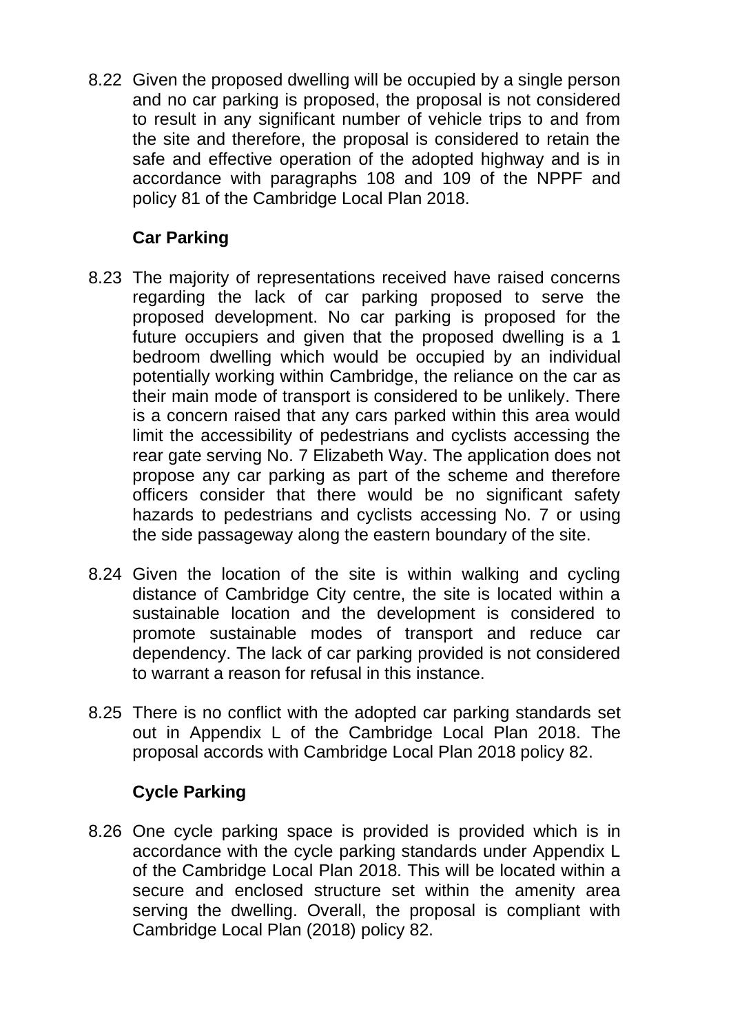8.22 Given the proposed dwelling will be occupied by a single person and no car parking is proposed, the proposal is not considered to result in any significant number of vehicle trips to and from the site and therefore, the proposal is considered to retain the safe and effective operation of the adopted highway and is in accordance with paragraphs 108 and 109 of the NPPF and policy 81 of the Cambridge Local Plan 2018.

**Car Parking**

8.23 The majority of representations received have raised concerns regarding the lack of car parking proposed to serve the proposed development. No car parking is proposed for the future occupiers and given that the proposed dwelling is a 1 bedroom dwelling which would be occupied by an individual potentially working within Cambridge, the reliance on the car as their main mode of transport is considered to be unlikely. There is a concern raised that any cars parked within this area would limit the accessibility of pedestrians and cyclists accessing the rear gate serving No. 7 Elizabeth Way. The application does not propose any car parking as part of the scheme and therefore officers consider that there would be no significant safety hazards to pedestrians and cyclists accessing No. 7 or using the side passageway along the eastern boundary of the site.

8.24 Given the location of the site is within walking and cycling distance of Cambridge City centre, the site is located within a sustainable location and the development is considered to promote sustainable modes of transport and reduce car dependency. The lack of car parking provided is not considered to warrant a reason for refusal in this instance.

8.25 There is no conflict with the adopted car parking standards set out in Appendix L of the Cambridge Local Plan 2018. The proposal accords with Cambridge Local Plan 2018 policy 82.

**Cycle Parking**

8.26 One cycle parking space is provided is provided which is in accordance with the cycle parking standards under Appendix L of the Cambridge Local Plan 2018. This will be located within a secure and enclosed structure set within the amenity area serving the dwelling. Overall, the proposal is compliant with Cambridge Local Plan (2018) policy 82.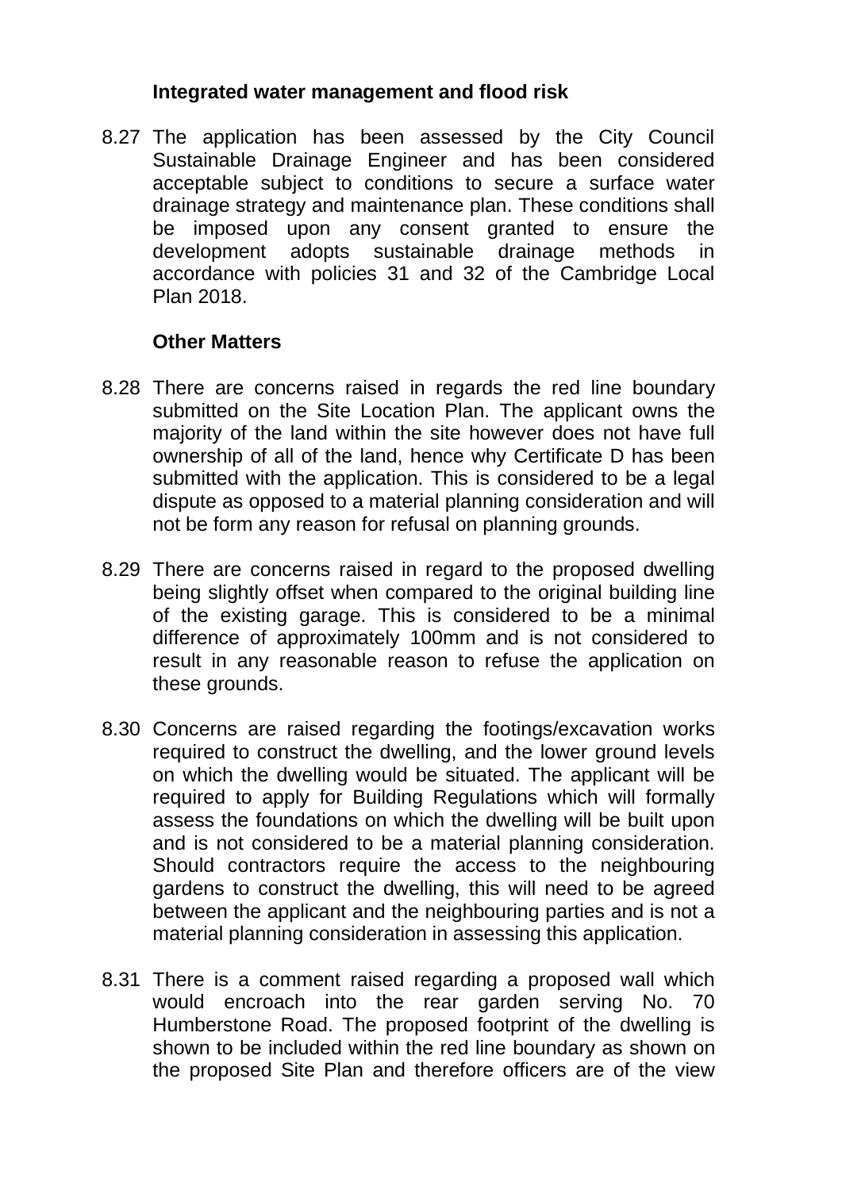**Integrated water management and flood risk**

8.27 The application has been assessed by the City Council Sustainable Drainage Engineer and has been considered acceptable subject to conditions to secure a surface water drainage strategy and maintenance plan. These conditions shall be imposed upon any consent granted to ensure the development adopts sustainable drainage methods in accordance with policies 31 and 32 of the Cambridge Local Plan 2018.

**Other Matters**

8.28 There are concerns raised in regards the red line boundary submitted on the Site Location Plan. The applicant owns the majority of the land within the site however does not have full ownership of all of the land, hence why Certificate D has been submitted with the application. This is considered to be a legal dispute as opposed to a material planning consideration and will not be form any reason for refusal on planning grounds.

8.29 There are concerns raised in regard to the proposed dwelling being slightly offset when compared to the original building line of the existing garage. This is considered to be a minimal difference of approximately 100mm and is not considered to result in any reasonable reason to refuse the application on these grounds.

8.30 Concerns are raised regarding the footings/excavation works required to construct the dwelling, and the lower ground levels on which the dwelling would be situated. The applicant will be required to apply for Building Regulations which will formally assess the foundations on which the dwelling will be built upon and is not considered to be a material planning consideration. Should contractors require the access to the neighbouring gardens to construct the dwelling, this will need to be agreed between the applicant and the neighbouring parties and is not a material planning consideration in assessing this application.

8.31 There is a comment raised regarding a proposed wall which would encroach into the rear garden serving No. 70 Humberstone Road. The proposed footprint of the dwelling is shown to be included within the red line boundary as shown on the proposed Site Plan and therefore officers are of the view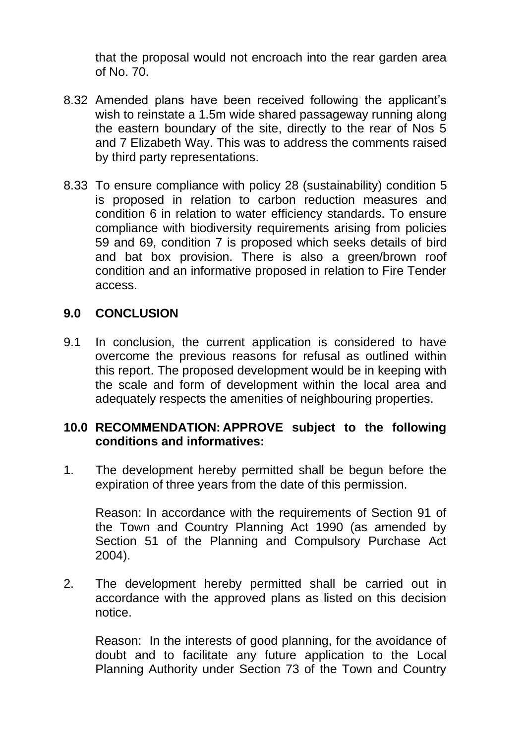that the proposal would not encroach into the rear garden area of No. 70.

8.32 Amended plans have been received following the applicant's wish to reinstate a 1.5m wide shared passageway running along the eastern boundary of the site, directly to the rear of Nos 5 and 7 Elizabeth Way. This was to address the comments raised by third party representations.

8.33 To ensure compliance with policy 28 (sustainability) condition 5 is proposed in relation to carbon reduction measures and condition 6 in relation to water efficiency standards. To ensure compliance with biodiversity requirements arising from policies 59 and 69, condition 7 is proposed which seeks details of bird and bat box provision. There is also a green/brown roof condition and an informative proposed in relation to Fire Tender access.

## 9.0 CONCLUSION

9.1 In conclusion, the current application is considered to have overcome the previous reasons for refusal as outlined within this report. The proposed development would be in keeping with the scale and form of development within the local area and adequately respects the amenities of neighbouring properties.

## 10.0 RECOMMENDATION: APPROVE subject to the following conditions and informatives:

1. The development hereby permitted shall be begun before the expiration of three years from the date of this permission.

   Reason: In accordance with the requirements of Section 91 of the Town and Country Planning Act 1990 (as amended by Section 51 of the Planning and Compulsory Purchase Act 2004).

2. The development hereby permitted shall be carried out in accordance with the approved plans as listed on this decision notice.

   Reason: In the interests of good planning, for the avoidance of doubt and to facilitate any future application to the Local Planning Authority under Section 73 of the Town and Country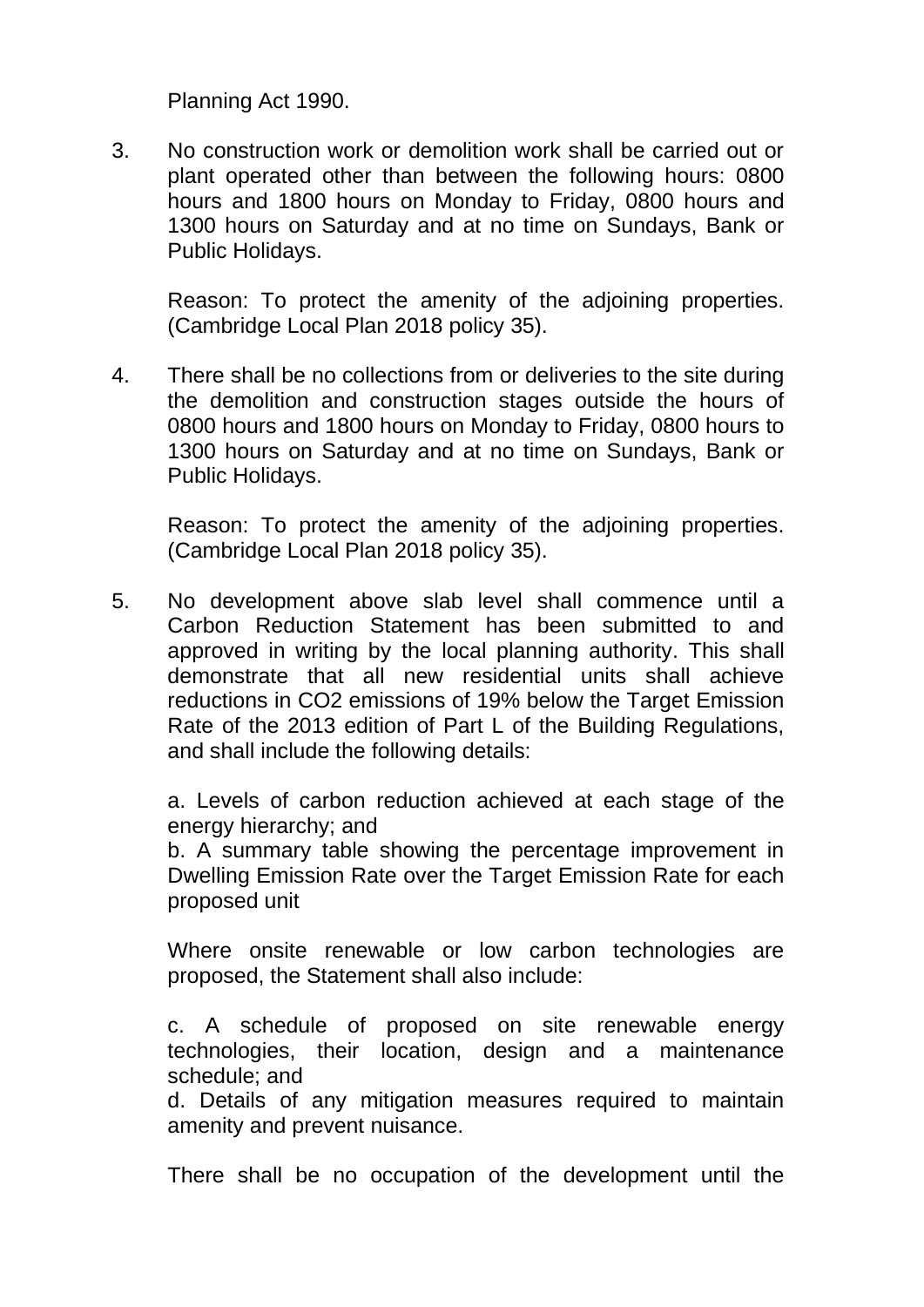Planning Act 1990.

3. No construction work or demolition work shall be carried out or plant operated other than between the following hours: 0800 hours and 1800 hours on Monday to Friday, 0800 hours and 1300 hours on Saturday and at no time on Sundays, Bank or Public Holidays.

   Reason: To protect the amenity of the adjoining properties. (Cambridge Local Plan 2018 policy 35).

4. There shall be no collections from or deliveries to the site during the demolition and construction stages outside the hours of 0800 hours and 1800 hours on Monday to Friday, 0800 hours to 1300 hours on Saturday and at no time on Sundays, Bank or Public Holidays.

   Reason: To protect the amenity of the adjoining properties. (Cambridge Local Plan 2018 policy 35).

5. No development above slab level shall commence until a Carbon Reduction Statement has been submitted to and approved in writing by the local planning authority. This shall demonstrate that all new residential units shall achieve reductions in $CO_2$ emissions of 19% below the Target Emission Rate of the 2013 edition of Part L of the Building Regulations, and shall include the following details:

   a. Levels of carbon reduction achieved at each stage of the energy hierarchy; and
   b. A summary table showing the percentage improvement in Dwelling Emission Rate over the Target Emission Rate for each proposed unit

   Where onsite renewable or low carbon technologies are proposed, the Statement shall also include:

   c. A schedule of proposed on site renewable energy technologies, their location, design and a maintenance schedule; and
   d. Details of any mitigation measures required to maintain amenity and prevent nuisance.

   There shall be no occupation of the development until the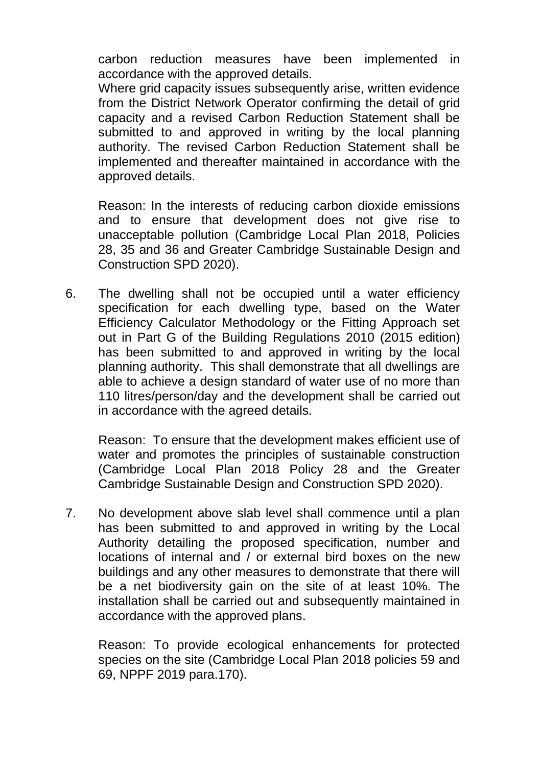carbon reduction measures have been implemented in accordance with the approved details.
Where grid capacity issues subsequently arise, written evidence from the District Network Operator confirming the detail of grid capacity and a revised Carbon Reduction Statement shall be submitted to and approved in writing by the local planning authority. The revised Carbon Reduction Statement shall be implemented and thereafter maintained in accordance with the approved details.

Reason: In the interests of reducing carbon dioxide emissions and to ensure that development does not give rise to unacceptable pollution (Cambridge Local Plan 2018, Policies 28, 35 and 36 and Greater Cambridge Sustainable Design and Construction SPD 2020).

6. The dwelling shall not be occupied until a water efficiency specification for each dwelling type, based on the Water Efficiency Calculator Methodology or the Fitting Approach set out in Part G of the Building Regulations 2010 (2015 edition) has been submitted to and approved in writing by the local planning authority. This shall demonstrate that all dwellings are able to achieve a design standard of water use of no more than 110 litres/person/day and the development shall be carried out in accordance with the agreed details.

   Reason: To ensure that the development makes efficient use of water and promotes the principles of sustainable construction (Cambridge Local Plan 2018 Policy 28 and the Greater Cambridge Sustainable Design and Construction SPD 2020).

7. No development above slab level shall commence until a plan has been submitted to and approved in writing by the Local Authority detailing the proposed specification, number and locations of internal and / or external bird boxes on the new buildings and any other measures to demonstrate that there will be a net biodiversity gain on the site of at least 10%. The installation shall be carried out and subsequently maintained in accordance with the approved plans.

   Reason: To provide ecological enhancements for protected species on the site (Cambridge Local Plan 2018 policies 59 and 69, NPPF 2019 para.170).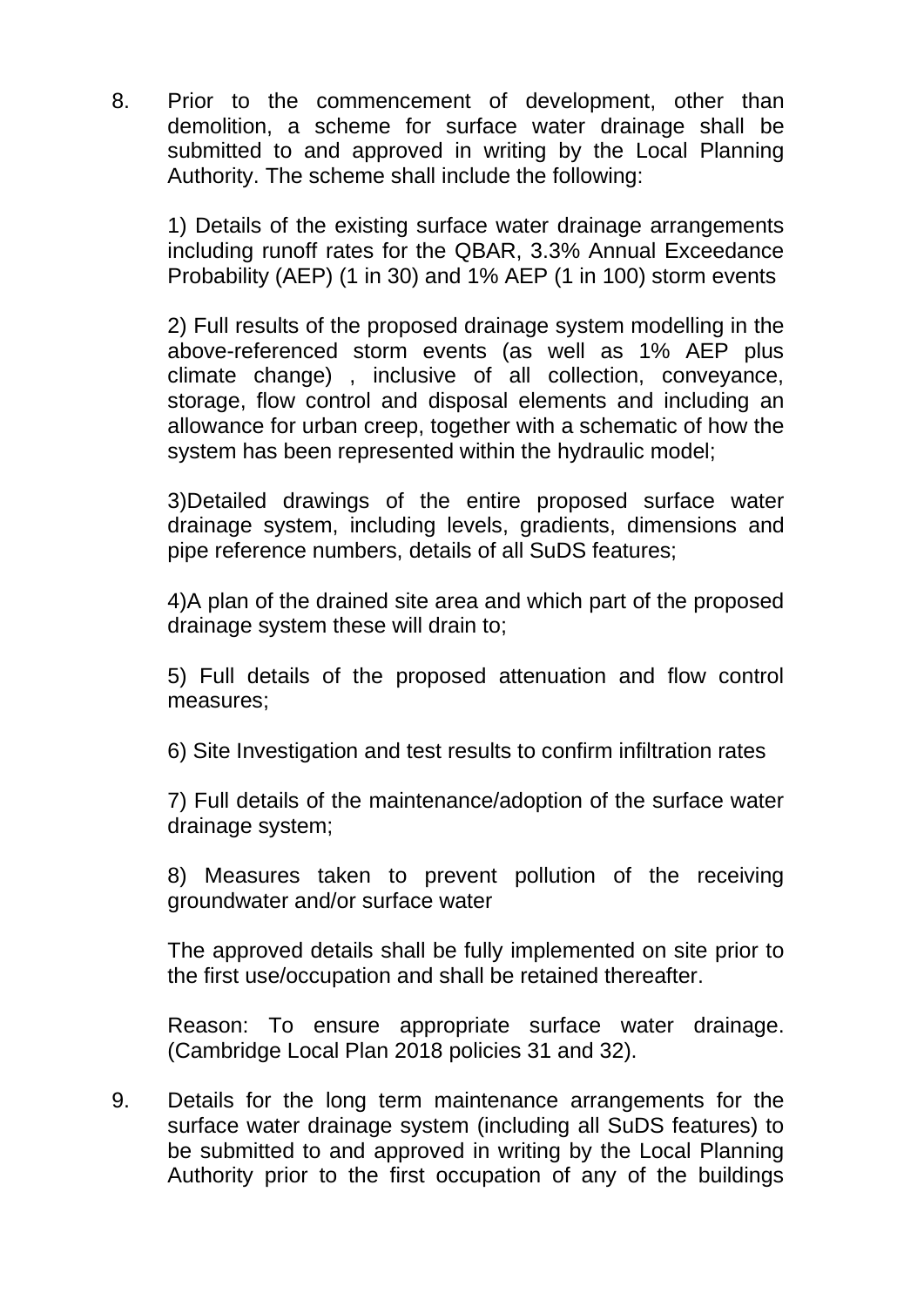8. Prior to the commencement of development, other than demolition, a scheme for surface water drainage shall be submitted to and approved in writing by the Local Planning Authority. The scheme shall include the following:

   1) Details of the existing surface water drainage arrangements including runoff rates for the QBAR, 3.3% Annual Exceedance Probability (AEP) (1 in 30) and 1% AEP (1 in 100) storm events

   2) Full results of the proposed drainage system modelling in the above-referenced storm events (as well as 1% AEP plus climate change) , inclusive of all collection, conveyance, storage, flow control and disposal elements and including an allowance for urban creep, together with a schematic of how the system has been represented within the hydraulic model;

   3)Detailed drawings of the entire proposed surface water drainage system, including levels, gradients, dimensions and pipe reference numbers, details of all SuDS features;

   4)A plan of the drained site area and which part of the proposed drainage system these will drain to;

   5) Full details of the proposed attenuation and flow control measures;

   6) Site Investigation and test results to confirm infiltration rates

   7) Full details of the maintenance/adoption of the surface water drainage system;

   8) Measures taken to prevent pollution of the receiving groundwater and/or surface water

   The approved details shall be fully implemented on site prior to the first use/occupation and shall be retained thereafter.

   Reason: To ensure appropriate surface water drainage. (Cambridge Local Plan 2018 policies 31 and 32).

9. Details for the long term maintenance arrangements for the surface water drainage system (including all SuDS features) to be submitted to and approved in writing by the Local Planning Authority prior to the first occupation of any of the buildings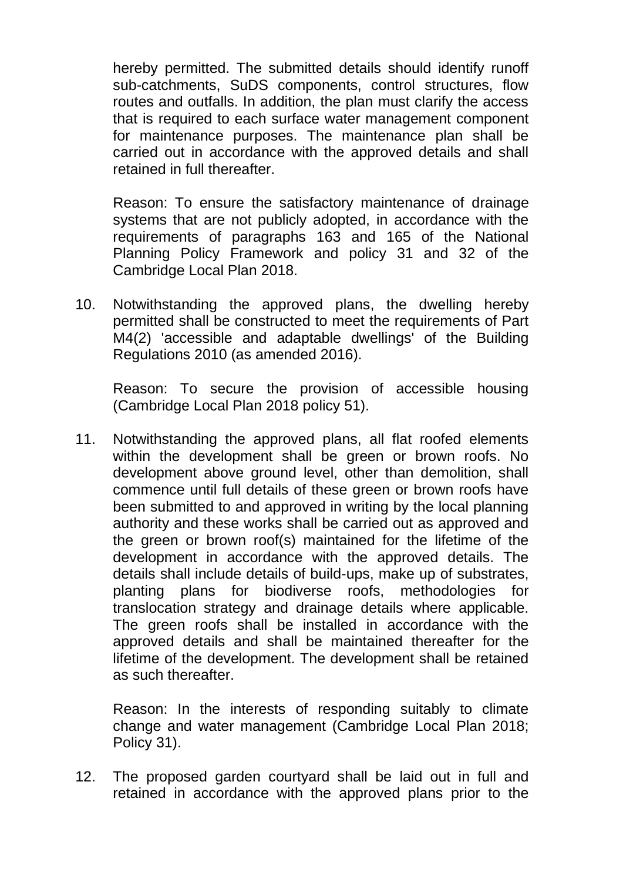hereby permitted. The submitted details should identify runoff sub-catchments, SuDS components, control structures, flow routes and outfalls. In addition, the plan must clarify the access that is required to each surface water management component for maintenance purposes. The maintenance plan shall be carried out in accordance with the approved details and shall retained in full thereafter.

Reason: To ensure the satisfactory maintenance of drainage systems that are not publicly adopted, in accordance with the requirements of paragraphs 163 and 165 of the National Planning Policy Framework and policy 31 and 32 of the Cambridge Local Plan 2018.

10. Notwithstanding the approved plans, the dwelling hereby permitted shall be constructed to meet the requirements of Part M4(2) 'accessible and adaptable dwellings' of the Building Regulations 2010 (as amended 2016).

    Reason: To secure the provision of accessible housing (Cambridge Local Plan 2018 policy 51).

11. Notwithstanding the approved plans, all flat roofed elements within the development shall be green or brown roofs. No development above ground level, other than demolition, shall commence until full details of these green or brown roofs have been submitted to and approved in writing by the local planning authority and these works shall be carried out as approved and the green or brown roof(s) maintained for the lifetime of the development in accordance with the approved details. The details shall include details of build-ups, make up of substrates, planting plans for biodiverse roofs, methodologies for translocation strategy and drainage details where applicable. The green roofs shall be installed in accordance with the approved details and shall be maintained thereafter for the lifetime of the development. The development shall be retained as such thereafter.

    Reason: In the interests of responding suitably to climate change and water management (Cambridge Local Plan 2018; Policy 31).

12. The proposed garden courtyard shall be laid out in full and retained in accordance with the approved plans prior to the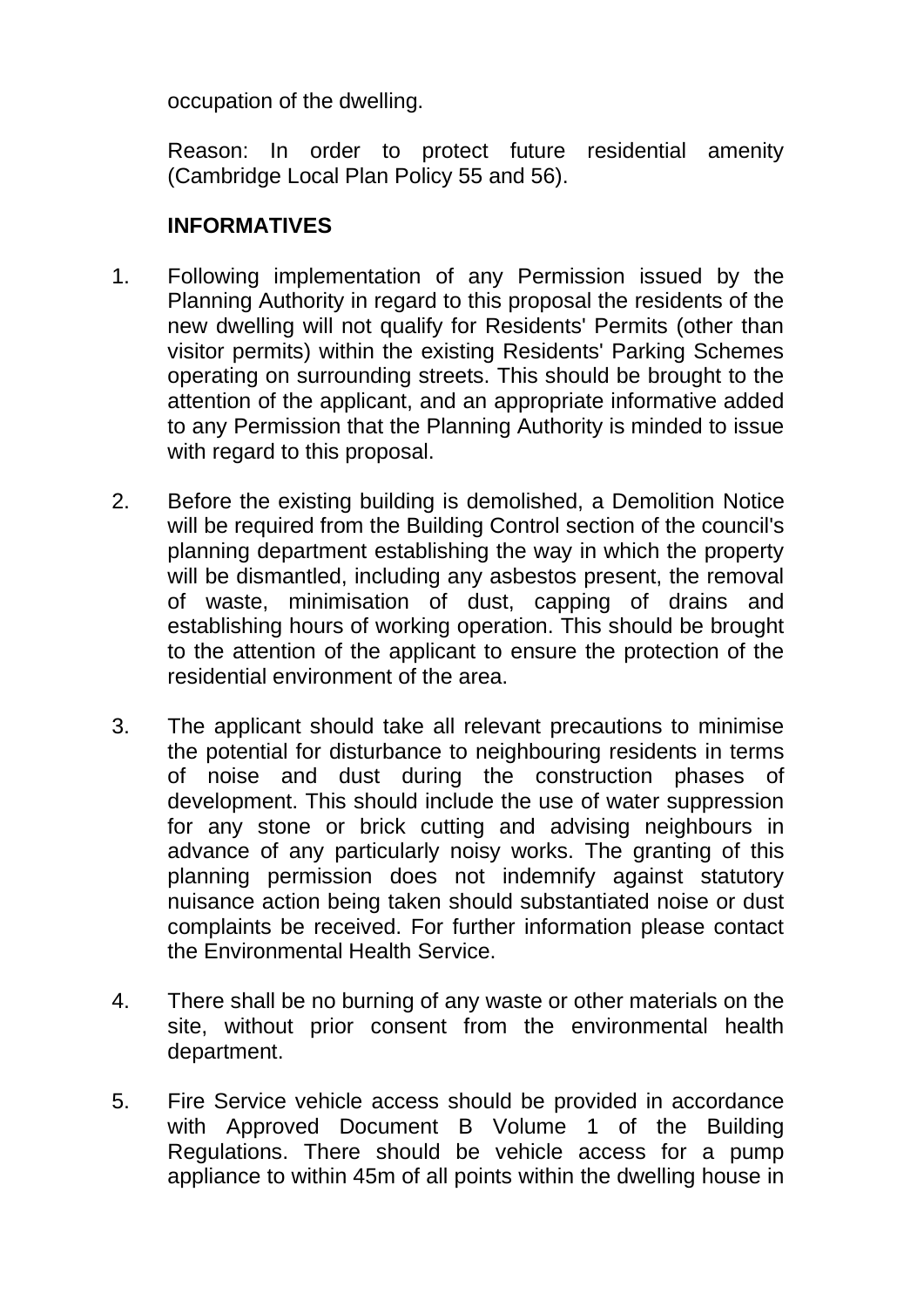occupation of the dwelling.

Reason: In order to protect future residential amenity (Cambridge Local Plan Policy 55 and 56).

**INFORMATIVES**

1. Following implementation of any Permission issued by the Planning Authority in regard to this proposal the residents of the new dwelling will not qualify for Residents' Permits (other than visitor permits) within the existing Residents' Parking Schemes operating on surrounding streets. This should be brought to the attention of the applicant, and an appropriate informative added to any Permission that the Planning Authority is minded to issue with regard to this proposal.

2. Before the existing building is demolished, a Demolition Notice will be required from the Building Control section of the council's planning department establishing the way in which the property will be dismantled, including any asbestos present, the removal of waste, minimisation of dust, capping of drains and establishing hours of working operation. This should be brought to the attention of the applicant to ensure the protection of the residential environment of the area.

3. The applicant should take all relevant precautions to minimise the potential for disturbance to neighbouring residents in terms of noise and dust during the construction phases of development. This should include the use of water suppression for any stone or brick cutting and advising neighbours in advance of any particularly noisy works. The granting of this planning permission does not indemnify against statutory nuisance action being taken should substantiated noise or dust complaints be received. For further information please contact the Environmental Health Service.

4. There shall be no burning of any waste or other materials on the site, without prior consent from the environmental health department.

5. Fire Service vehicle access should be provided in accordance with Approved Document B Volume 1 of the Building Regulations. There should be vehicle access for a pump appliance to within 45m of all points within the dwelling house in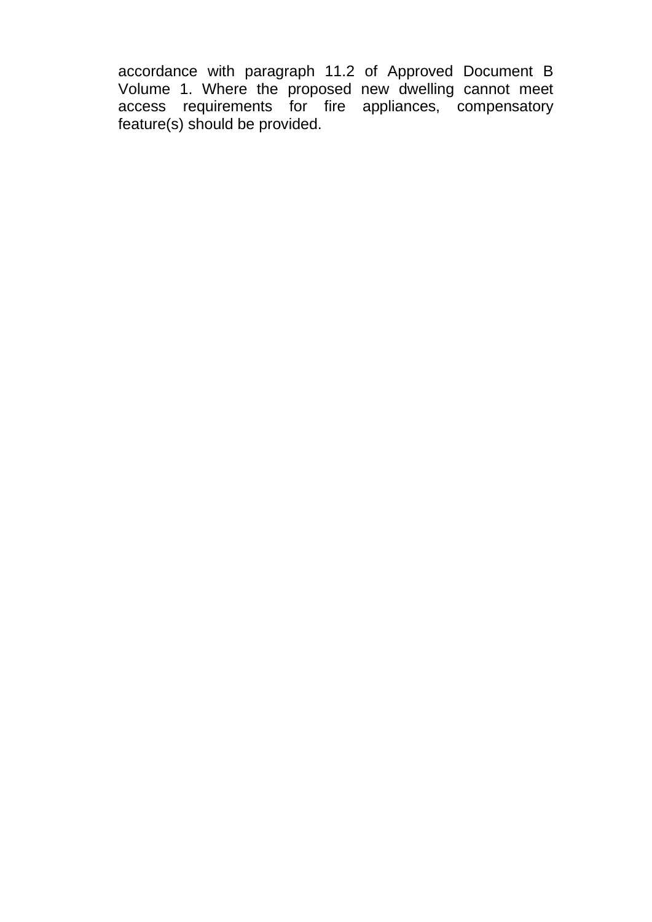accordance with paragraph 11.2 of Approved Document B Volume 1. Where the proposed new dwelling cannot meet access requirements for fire appliances, compensatory feature(s) should be provided.